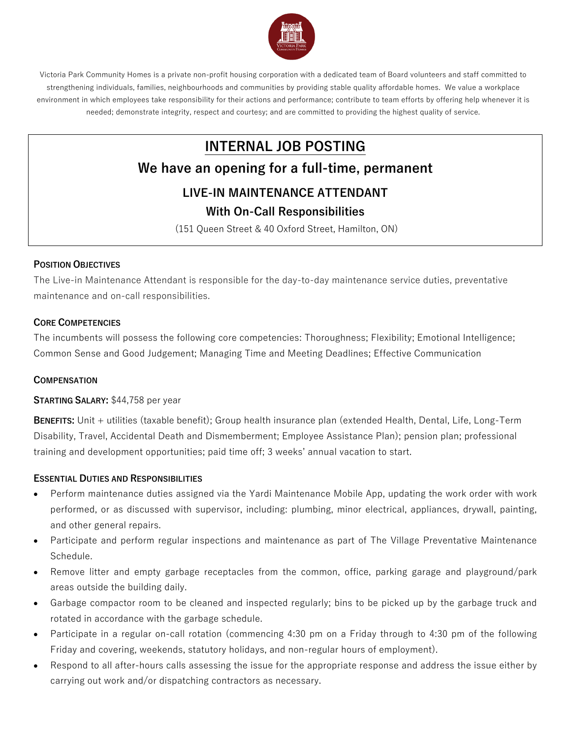Victoria Park Community Homes is a private non-profit housing corporation with a dedicated team of Board volunteers and staff committed to strengthening individuals, families, neighbourhoods and communities by providing stable quality affordable homes. We value a workplace environment in which employees take responsibility for their actions and performance; contribute to team efforts by offering help whenever it is needed; demonstrate integrity, respect and courtesy; and are committed to providing the highest quality of service.

# INTERNAL JOB POSTING

## We have an opening for a full-time, permanent

### LIVE-IN MAINTENANCE ATTENDANT

### With On-Call Responsibilities

(151 Queen Street & 40 Oxford Street, Hamilton, ON)

#### POSITION OBJECTIVES

The Live-in Maintenance Attendant is responsible for the day-to-day maintenance service duties, preventative maintenance and on-call responsibilities.

#### CORE COMPETENCIES

The incumbents will possess the following core competencies: Thoroughness; Flexibility; Emotional Intelligence; Common Sense and Good Judgement; Managing Time and Meeting Deadlines; Effective Communication

#### COMPENSATION

**STARTING SALARY:** $44,758 per year

**BENEFITS:** Unit + utilities (taxable benefit); Group health insurance plan (extended Health, Dental, Life, Long-Term Disability, Travel, Accidental Death and Dismemberment; Employee Assistance Plan); pension plan; professional training and development opportunities; paid time off; 3 weeks' annual vacation to start.

#### ESSENTIAL DUTIES AND RESPONSIBILITIES

- Perform maintenance duties assigned via the Yardi Maintenance Mobile App, updating the work order with work performed, or as discussed with supervisor, including: plumbing, minor electrical, appliances, drywall, painting, and other general repairs.
- Participate and perform regular inspections and maintenance as part of The Village Preventative Maintenance Schedule.
- Remove litter and empty garbage receptacles from the common, office, parking garage and playground/park areas outside the building daily.
- Garbage compactor room to be cleaned and inspected regularly; bins to be picked up by the garbage truck and rotated in accordance with the garbage schedule.
- Participate in a regular on-call rotation (commencing 4:30 pm on a Friday through to 4:30 pm of the following Friday and covering, weekends, statutory holidays, and non-regular hours of employment).
- Respond to all after-hours calls assessing the issue for the appropriate response and address the issue either by carrying out work and/or dispatching contractors as necessary.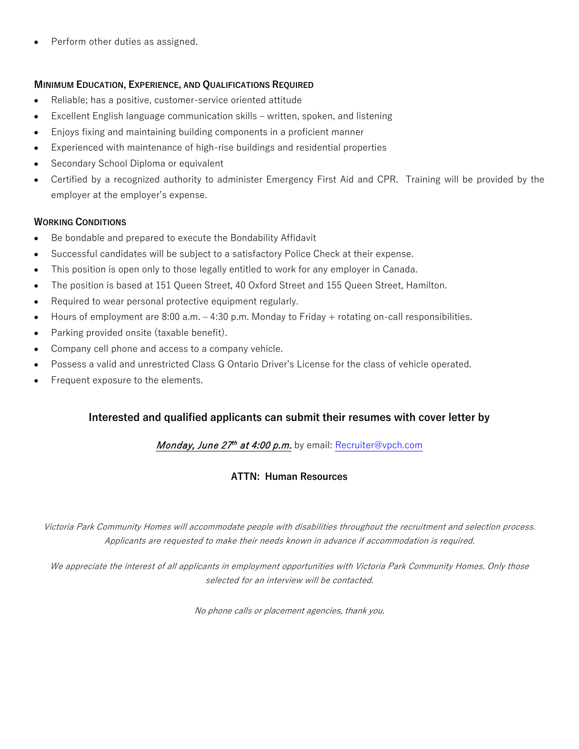- Perform other duties as assigned.

### Minimum Education, Experience, and Qualifications Required

- Reliable; has a positive, customer-service oriented attitude
- Excellent English language communication skills – written, spoken, and listening
- Enjoys fixing and maintaining building components in a proficient manner
- Experienced with maintenance of high-rise buildings and residential properties
- Secondary School Diploma or equivalent
- Certified by a recognized authority to administer Emergency First Aid and CPR. Training will be provided by the employer at the employer's expense.

### Working Conditions

- Be bondable and prepared to execute the Bondability Affidavit
- Successful candidates will be subject to a satisfactory Police Check at their expense.
- This position is open only to those legally entitled to work for any employer in Canada.
- The position is based at 151 Queen Street, 40 Oxford Street and 155 Queen Street, Hamilton.
- Required to wear personal protective equipment regularly.
- Hours of employment are 8:00 a.m. – 4:30 p.m. Monday to Friday + rotating on-call responsibilities.
- Parking provided onsite (taxable benefit).
- Company cell phone and access to a company vehicle.
- Possess a valid and unrestricted Class G Ontario Driver's License for the class of vehicle operated.
- Frequent exposure to the elements.

**Interested and qualified applicants can submit their resumes with cover letter by**

***Monday, June 27th at 4:00 p.m.*** by email: Recruiter@vpch.com

**ATTN: Human Resources**

*Victoria Park Community Homes will accommodate people with disabilities throughout the recruitment and selection process. Applicants are requested to make their needs known in advance if accommodation is required.*

*We appreciate the interest of all applicants in employment opportunities with Victoria Park Community Homes. Only those selected for an interview will be contacted.*

*No phone calls or placement agencies, thank you.*